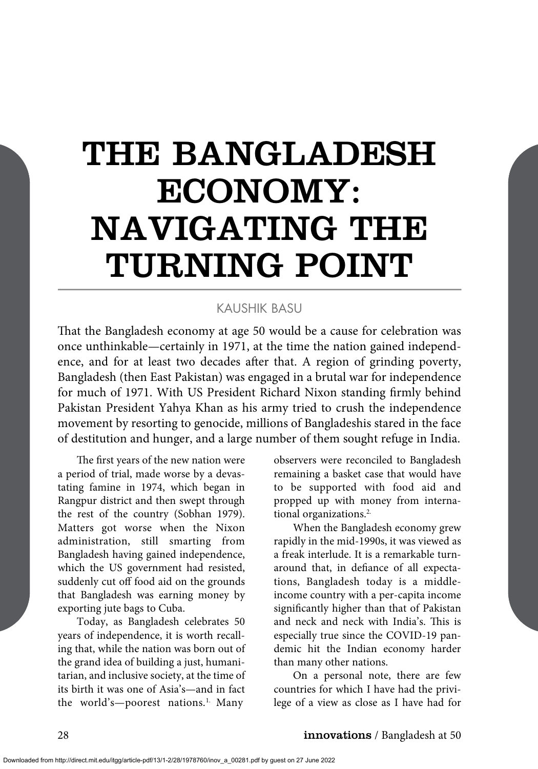# THE BANGLADESH ECONOMY: NAVIGATING THE TURNING POINT

KAUSHIK BASU

That the Bangladesh economy at age 50 would be a cause for celebration was once unthinkable—certainly in 1971, at the time the nation gained independence, and for at least two decades after that. A region of grinding poverty, Bangladesh (then East Pakistan) was engaged in a brutal war for independence for much of 1971. With US President Richard Nixon standing firmly behind Pakistan President Yahya Khan as his army tried to crush the independence movement by resorting to genocide, millions of Bangladeshis stared in the face of destitution and hunger, and a large number of them sought refuge in India.

The first years of the new nation were a period of trial, made worse by a devastating famine in 1974, which began in Rangpur district and then swept through the rest of the country (Sobhan 1979). Matters got worse when the Nixon administration, still smarting from Bangladesh having gained independence, which the US government had resisted, suddenly cut off food aid on the grounds that Bangladesh was earning money by exporting jute bags to Cuba.

Today, as Bangladesh celebrates 50 years of independence, it is worth recalling that, while the nation was born out of the grand idea of building a just, humanitarian, and inclusive society, at the time of its birth it was one of Asia's—and in fact the world's—poorest nations.[1] Many observers were reconciled to Bangladesh remaining a basket case that would have to be supported with food aid and propped up with money from international organizations.[2]

When the Bangladesh economy grew rapidly in the mid-1990s, it was viewed as a freak interlude. It is a remarkable turnaround that, in defiance of all expectations, Bangladesh today is a middle-income country with a per-capita income significantly higher than that of Pakistan and neck and neck with India's. This is especially true since the COVID-19 pandemic hit the Indian economy harder than many other nations.

On a personal note, there are few countries for which I have had the privilege of a view as close as I have had for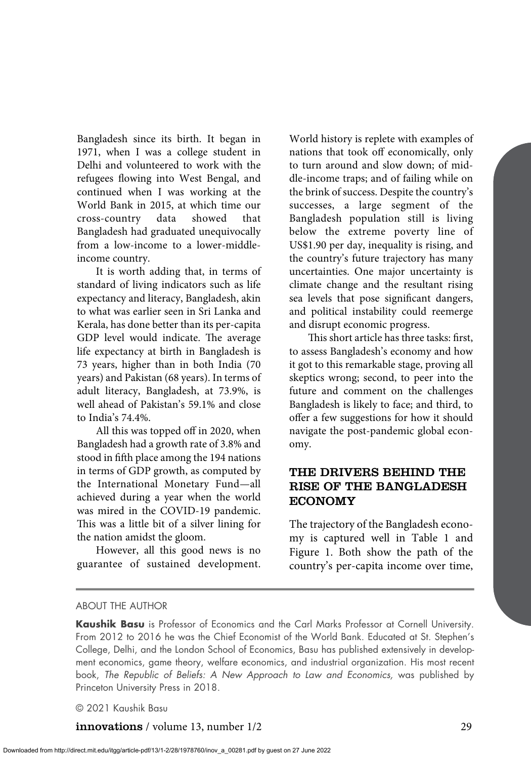Bangladesh since its birth. It began in 1971, when I was a college student in Delhi and volunteered to work with the refugees flowing into West Bengal, and continued when I was working at the World Bank in 2015, at which time our cross-country data showed that Bangladesh had graduated unequivocally from a low-income to a lower-middle-income country.

It is worth adding that, in terms of standard of living indicators such as life expectancy and literacy, Bangladesh, akin to what was earlier seen in Sri Lanka and Kerala, has done better than its per-capita GDP level would indicate. The average life expectancy at birth in Bangladesh is 73 years, higher than in both India (70 years) and Pakistan (68 years). In terms of adult literacy, Bangladesh, at 73.9%, is well ahead of Pakistan's 59.1% and close to India's 74.4%.

All this was topped off in 2020, when Bangladesh had a growth rate of 3.8% and stood in fifth place among the 194 nations in terms of GDP growth, as computed by the International Monetary Fund—all achieved during a year when the world was mired in the COVID-19 pandemic. This was a little bit of a silver lining for the nation amidst the gloom.

However, all this good news is no guarantee of sustained development. World history is replete with examples of nations that took off economically, only to turn around and slow down; of middle-income traps; and of failing while on the brink of success. Despite the country's successes, a large segment of the Bangladesh population still is living below the extreme poverty line of US$1.90 per day, inequality is rising, and the country's future trajectory has many uncertainties. One major uncertainty is climate change and the resultant rising sea levels that pose significant dangers, and political instability could reemerge and disrupt economic progress.

This short article has three tasks: first, to assess Bangladesh's economy and how it got to this remarkable stage, proving all skeptics wrong; second, to peer into the future and comment on the challenges Bangladesh is likely to face; and third, to offer a few suggestions for how it should navigate the post-pandemic global economy.

## THE DRIVERS BEHIND THE RISE OF THE BANGLADESH ECONOMY

The trajectory of the Bangladesh economy is captured well in Table 1 and Figure 1. Both show the path of the country's per-capita income over time,

ABOUT THE AUTHOR

**Kaushik Basu** is Professor of Economics and the Carl Marks Professor at Cornell University. From 2012 to 2016 he was the Chief Economist of the World Bank. Educated at St. Stephen's College, Delhi, and the London School of Economics, Basu has published extensively in development economics, game theory, welfare economics, and industrial organization. His most recent book, *The Republic of Beliefs: A New Approach to Law and Economics,* was published by Princeton University Press in 2018.

© 2021 Kaushik Basu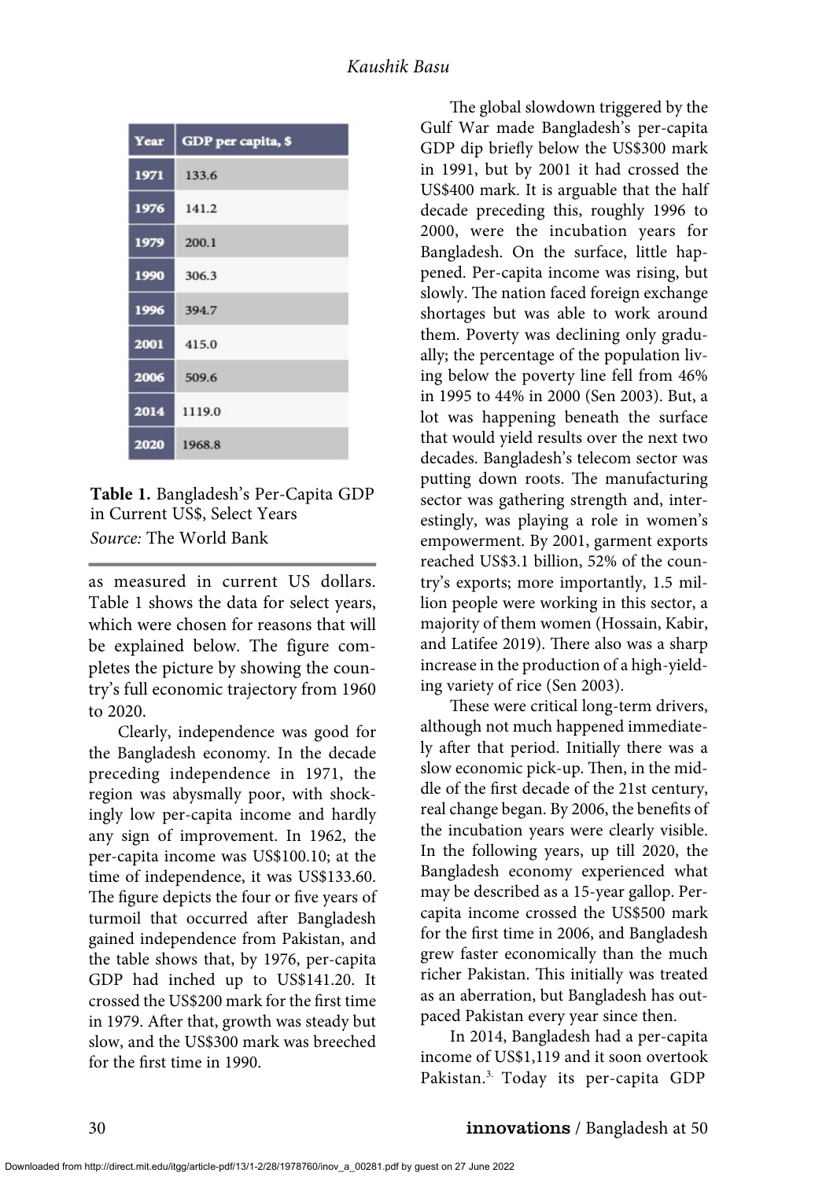| Year | GDP per capita, $ |
|---|---|
| 1971 | 133.6 |
| 1976 | 141.2 |
| 1979 | 200.1 |
| 1990 | 306.3 |
| 1996 | 394.7 |
| 2001 | 415.0 |
| 2006 | 509.6 |
| 2014 | 1119.0 |
| 2020 | 1968.8 |

**Table 1.** Bangladesh's Per-Capita GDP in Current US$, Select Years
*Source:* The World Bank

as measured in current US dollars. Table 1 shows the data for select years, which were chosen for reasons that will be explained below. The figure completes the picture by showing the country's full economic trajectory from 1960 to 2020.

Clearly, independence was good for the Bangladesh economy. In the decade preceding independence in 1971, the region was abysmally poor, with shockingly low per-capita income and hardly any sign of improvement. In 1962, the per-capita income was US$100.10; at the time of independence, it was US$133.60. The figure depicts the four or five years of turmoil that occurred after Bangladesh gained independence from Pakistan, and the table shows that, by 1976, per-capita GDP had inched up to US$141.20. It crossed the US$200 mark for the first time in 1979. After that, growth was steady but slow, and the US$300 mark was breeched for the first time in 1990.

The global slowdown triggered by the Gulf War made Bangladesh's per-capita GDP dip briefly below the US$300 mark in 1991, but by 2001 it had crossed the US$400 mark. It is arguable that the half decade preceding this, roughly 1996 to 2000, were the incubation years for Bangladesh. On the surface, little happened. Per-capita income was rising, but slowly. The nation faced foreign exchange shortages but was able to work around them. Poverty was declining only gradually; the percentage of the population living below the poverty line fell from 46% in 1995 to 44% in 2000 (Sen 2003). But, a lot was happening beneath the surface that would yield results over the next two decades. Bangladesh's telecom sector was putting down roots. The manufacturing sector was gathering strength and, interestingly, was playing a role in women's empowerment. By 2001, garment exports reached US$3.1 billion, 52% of the country's exports; more importantly, 1.5 million people were working in this sector, a majority of them women (Hossain, Kabir, and Latifee 2019). There also was a sharp increase in the production of a high-yielding variety of rice (Sen 2003).

These were critical long-term drivers, although not much happened immediately after that period. Initially there was a slow economic pick-up. Then, in the middle of the first decade of the 21st century, real change began. By 2006, the benefits of the incubation years were clearly visible. In the following years, up till 2020, the Bangladesh economy experienced what may be described as a 15-year gallop. Per-capita income crossed the US$500 mark for the first time in 2006, and Bangladesh grew faster economically than the much richer Pakistan. This initially was treated as an aberration, but Bangladesh has outpaced Pakistan every year since then.

In 2014, Bangladesh had a per-capita income of US$1,119 and it soon overtook Pakistan.[3] Today its per-capita GDP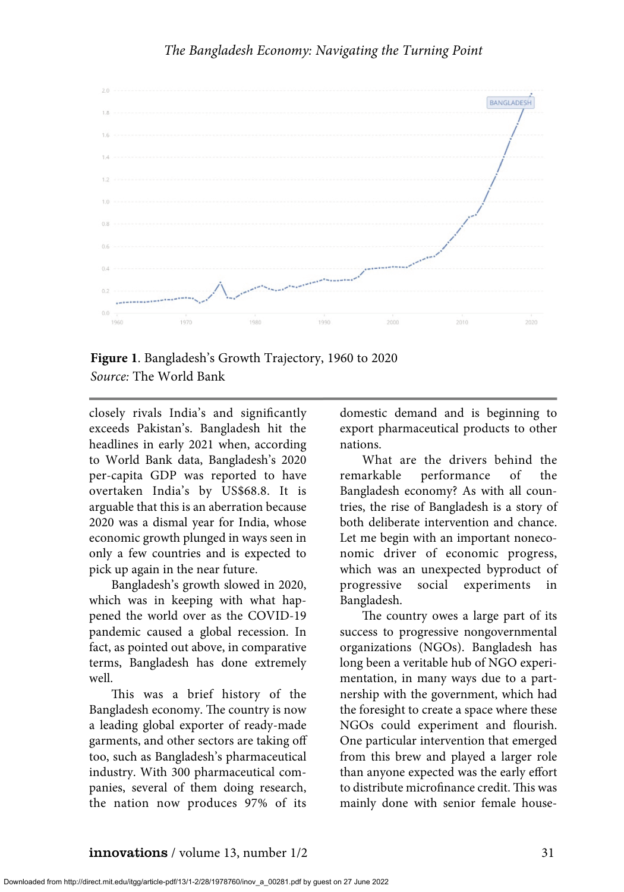**Figure 1**. Bangladesh's Growth Trajectory, 1960 to 2020
*Source:* The World Bank

closely rivals India's and significantly exceeds Pakistan's. Bangladesh hit the headlines in early 2021 when, according to World Bank data, Bangladesh's 2020 per-capita GDP was reported to have overtaken India's by US$68.8. It is arguable that this is an aberration because 2020 was a dismal year for India, whose economic growth plunged in ways seen in only a few countries and is expected to pick up again in the near future.

Bangladesh's growth slowed in 2020, which was in keeping with what happened the world over as the COVID-19 pandemic caused a global recession. In fact, as pointed out above, in comparative terms, Bangladesh has done extremely well.

This was a brief history of the Bangladesh economy. The country is now a leading global exporter of ready-made garments, and other sectors are taking off too, such as Bangladesh's pharmaceutical industry. With 300 pharmaceutical companies, several of them doing research, the nation now produces 97% of its domestic demand and is beginning to export pharmaceutical products to other nations.

What are the drivers behind the remarkable performance of the Bangladesh economy? As with all countries, the rise of Bangladesh is a story of both deliberate intervention and chance. Let me begin with an important noneconomic driver of economic progress, which was an unexpected byproduct of progressive social experiments in Bangladesh.

The country owes a large part of its success to progressive nongovernmental organizations (NGOs). Bangladesh has long been a veritable hub of NGO experimentation, in many ways due to a partnership with the government, which had the foresight to create a space where these NGOs could experiment and flourish. One particular intervention that emerged from this brew and played a larger role than anyone expected was the early effort to distribute microfinance credit. This was mainly done with senior female house-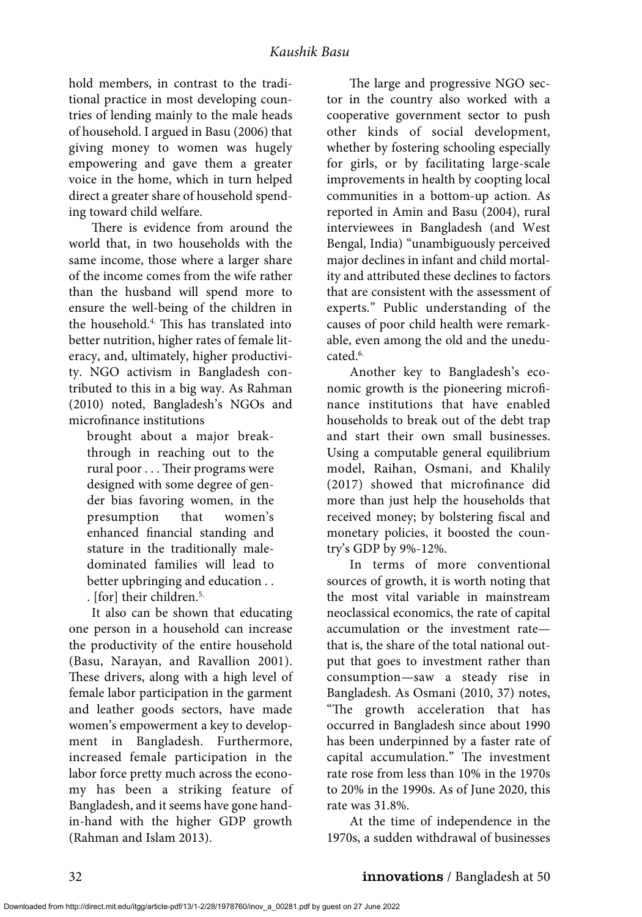hold members, in contrast to the traditional practice in most developing countries of lending mainly to the male heads of household. I argued in Basu (2006) that giving money to women was hugely empowering and gave them a greater voice in the home, which in turn helped direct a greater share of household spending toward child welfare.

There is evidence from around the world that, in two households with the same income, those where a larger share of the income comes from the wife rather than the husband will spend more to ensure the well-being of the children in the household.[4] This has translated into better nutrition, higher rates of female literacy, and, ultimately, higher productivity. NGO activism in Bangladesh contributed to this in a big way. As Rahman (2010) noted, Bangladesh's NGOs and microfinance institutions

> brought about a major breakthrough in reaching out to the rural poor . . . Their programs were designed with some degree of gender bias favoring women, in the presumption that women's enhanced financial standing and stature in the traditionally male-dominated families will lead to better upbringing and education . . . [for] their children.[5]

It also can be shown that educating one person in a household can increase the productivity of the entire household (Basu, Narayan, and Ravallion 2001). These drivers, along with a high level of female labor participation in the garment and leather goods sectors, have made women's empowerment a key to development in Bangladesh. Furthermore, increased female participation in the labor force pretty much across the economy has been a striking feature of Bangladesh, and it seems have gone hand-in-hand with the higher GDP growth (Rahman and Islam 2013).

The large and progressive NGO sector in the country also worked with a cooperative government sector to push other kinds of social development, whether by fostering schooling especially for girls, or by facilitating large-scale improvements in health by coopting local communities in a bottom-up action. As reported in Amin and Basu (2004), rural interviewees in Bangladesh (and West Bengal, India) "unambiguously perceived major declines in infant and child mortality and attributed these declines to factors that are consistent with the assessment of experts." Public understanding of the causes of poor child health were remarkable, even among the old and the uneducated.[6]

Another key to Bangladesh's economic growth is the pioneering microfinance institutions that have enabled households to break out of the debt trap and start their own small businesses. Using a computable general equilibrium model, Raihan, Osmani, and Khalily (2017) showed that microfinance did more than just help the households that received money; by bolstering fiscal and monetary policies, it boosted the country's GDP by 9%-12%.

In terms of more conventional sources of growth, it is worth noting that the most vital variable in mainstream neoclassical economics, the rate of capital accumulation or the investment rate—that is, the share of the total national output that goes to investment rather than consumption—saw a steady rise in Bangladesh. As Osmani (2010, 37) notes, "The growth acceleration that has occurred in Bangladesh since about 1990 has been underpinned by a faster rate of capital accumulation." The investment rate rose from less than 10% in the 1970s to 20% in the 1990s. As of June 2020, this rate was 31.8%.

At the time of independence in the 1970s, a sudden withdrawal of businesses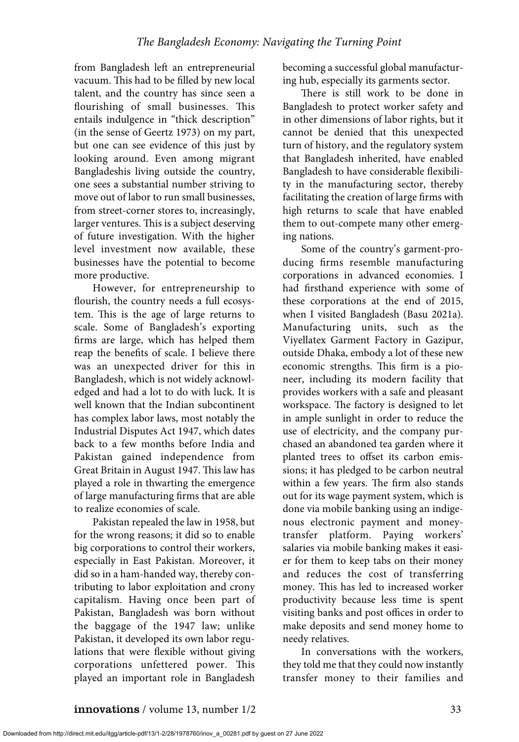from Bangladesh left an entrepreneurial vacuum. This had to be filled by new local talent, and the country has since seen a flourishing of small businesses. This entails indulgence in "thick description" (in the sense of Geertz 1973) on my part, but one can see evidence of this just by looking around. Even among migrant Bangladeshis living outside the country, one sees a substantial number striving to move out of labor to run small businesses, from street-corner stores to, increasingly, larger ventures. This is a subject deserving of future investigation. With the higher level investment now available, these businesses have the potential to become more productive.

However, for entrepreneurship to flourish, the country needs a full ecosystem. This is the age of large returns to scale. Some of Bangladesh's exporting firms are large, which has helped them reap the benefits of scale. I believe there was an unexpected driver for this in Bangladesh, which is not widely acknowledged and had a lot to do with luck. It is well known that the Indian subcontinent has complex labor laws, most notably the Industrial Disputes Act 1947, which dates back to a few months before India and Pakistan gained independence from Great Britain in August 1947. This law has played a role in thwarting the emergence of large manufacturing firms that are able to realize economies of scale.

Pakistan repealed the law in 1958, but for the wrong reasons; it did so to enable big corporations to control their workers, especially in East Pakistan. Moreover, it did so in a ham-handed way, thereby contributing to labor exploitation and crony capitalism. Having once been part of Pakistan, Bangladesh was born without the baggage of the 1947 law; unlike Pakistan, it developed its own labor regulations that were flexible without giving corporations unfettered power. This played an important role in Bangladesh becoming a successful global manufacturing hub, especially its garments sector.

There is still work to be done in Bangladesh to protect worker safety and in other dimensions of labor rights, but it cannot be denied that this unexpected turn of history, and the regulatory system that Bangladesh inherited, have enabled Bangladesh to have considerable flexibility in the manufacturing sector, thereby facilitating the creation of large firms with high returns to scale that have enabled them to out-compete many other emerging nations.

Some of the country's garment-producing firms resemble manufacturing corporations in advanced economies. I had firsthand experience with some of these corporations at the end of 2015, when I visited Bangladesh (Basu 2021a). Manufacturing units, such as the Viyellatex Garment Factory in Gazipur, outside Dhaka, embody a lot of these new economic strengths. This firm is a pioneer, including its modern facility that provides workers with a safe and pleasant workspace. The factory is designed to let in ample sunlight in order to reduce the use of electricity, and the company purchased an abandoned tea garden where it planted trees to offset its carbon emissions; it has pledged to be carbon neutral within a few years. The firm also stands out for its wage payment system, which is done via mobile banking using an indigenous electronic payment and money-transfer platform. Paying workers' salaries via mobile banking makes it easier for them to keep tabs on their money and reduces the cost of transferring money. This has led to increased worker productivity because less time is spent visiting banks and post offices in order to make deposits and send money home to needy relatives.

In conversations with the workers, they told me that they could now instantly transfer money to their families and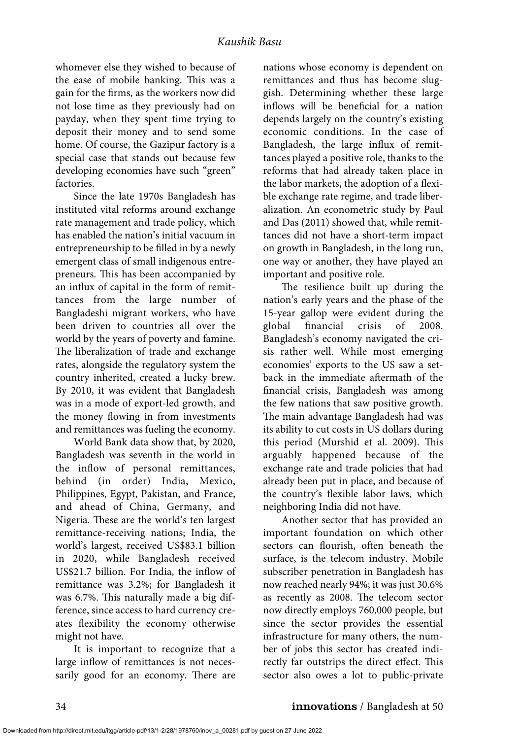whomever else they wished to because of the ease of mobile banking. This was a gain for the firms, as the workers now did not lose time as they previously had on payday, when they spent time trying to deposit their money and to send some home. Of course, the Gazipur factory is a special case that stands out because few developing economies have such "green" factories.

Since the late 1970s Bangladesh has instituted vital reforms around exchange rate management and trade policy, which has enabled the nation's initial vacuum in entrepreneurship to be filled in by a newly emergent class of small indigenous entrepreneurs. This has been accompanied by an influx of capital in the form of remittances from the large number of Bangladeshi migrant workers, who have been driven to countries all over the world by the years of poverty and famine. The liberalization of trade and exchange rates, alongside the regulatory system the country inherited, created a lucky brew. By 2010, it was evident that Bangladesh was in a mode of export-led growth, and the money flowing in from investments and remittances was fueling the economy.

World Bank data show that, by 2020, Bangladesh was seventh in the world in the inflow of personal remittances, behind (in order) India, Mexico, Philippines, Egypt, Pakistan, and France, and ahead of China, Germany, and Nigeria. These are the world's ten largest remittance-receiving nations; India, the world's largest, received US$83.1 billion in 2020, while Bangladesh received US$21.7 billion. For India, the inflow of remittance was 3.2%; for Bangladesh it was 6.7%. This naturally made a big difference, since access to hard currency creates flexibility the economy otherwise might not have.

It is important to recognize that a large inflow of remittances is not necessarily good for an economy. There are nations whose economy is dependent on remittances and thus has become sluggish. Determining whether these large inflows will be beneficial for a nation depends largely on the country's existing economic conditions. In the case of Bangladesh, the large influx of remittances played a positive role, thanks to the reforms that had already taken place in the labor markets, the adoption of a flexible exchange rate regime, and trade liberalization. An econometric study by Paul and Das (2011) showed that, while remittances did not have a short-term impact on growth in Bangladesh, in the long run, one way or another, they have played an important and positive role.

The resilience built up during the nation's early years and the phase of the 15-year gallop were evident during the global financial crisis of 2008. Bangladesh's economy navigated the crisis rather well. While most emerging economies' exports to the US saw a setback in the immediate aftermath of the financial crisis, Bangladesh was among the few nations that saw positive growth. The main advantage Bangladesh had was its ability to cut costs in US dollars during this period (Murshid et al. 2009). This arguably happened because of the exchange rate and trade policies that had already been put in place, and because of the country's flexible labor laws, which neighboring India did not have.

Another sector that has provided an important foundation on which other sectors can flourish, often beneath the surface, is the telecom industry. Mobile subscriber penetration in Bangladesh has now reached nearly 94%; it was just 30.6% as recently as 2008. The telecom sector now directly employs 760,000 people, but since the sector provides the essential infrastructure for many others, the number of jobs this sector has created indirectly far outstrips the direct effect. This sector also owes a lot to public-private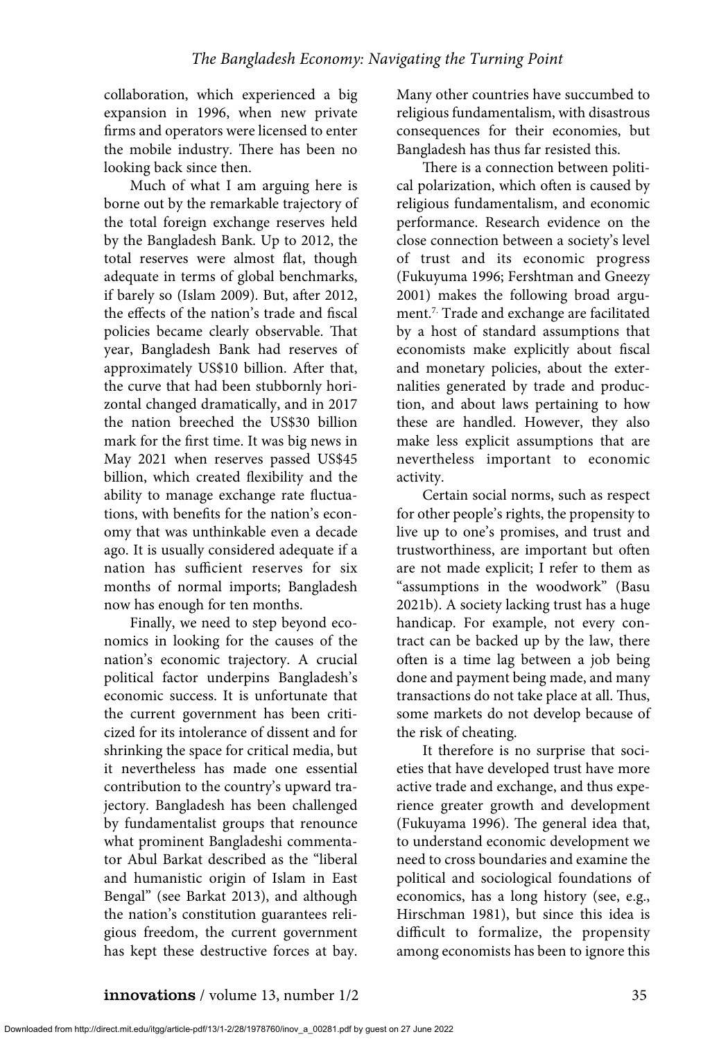collaboration, which experienced a big expansion in 1996, when new private firms and operators were licensed to enter the mobile industry. There has been no looking back since then.

Much of what I am arguing here is borne out by the remarkable trajectory of the total foreign exchange reserves held by the Bangladesh Bank. Up to 2012, the total reserves were almost flat, though adequate in terms of global benchmarks, if barely so (Islam 2009). But, after 2012, the effects of the nation's trade and fiscal policies became clearly observable. That year, Bangladesh Bank had reserves of approximately US$10 billion. After that, the curve that had been stubbornly horizontal changed dramatically, and in 2017 the nation breeched the US$30 billion mark for the first time. It was big news in May 2021 when reserves passed US$45 billion, which created flexibility and the ability to manage exchange rate fluctuations, with benefits for the nation's economy that was unthinkable even a decade ago. It is usually considered adequate if a nation has sufficient reserves for six months of normal imports; Bangladesh now has enough for ten months.

Finally, we need to step beyond economics in looking for the causes of the nation's economic trajectory. A crucial political factor underpins Bangladesh's economic success. It is unfortunate that the current government has been criticized for its intolerance of dissent and for shrinking the space for critical media, but it nevertheless has made one essential contribution to the country's upward trajectory. Bangladesh has been challenged by fundamentalist groups that renounce what prominent Bangladeshi commentator Abul Barkat described as the "liberal and humanistic origin of Islam in East Bengal" (see Barkat 2013), and although the nation's constitution guarantees religious freedom, the current government has kept these destructive forces at bay. Many other countries have succumbed to religious fundamentalism, with disastrous consequences for their economies, but Bangladesh has thus far resisted this.

There is a connection between political polarization, which often is caused by religious fundamentalism, and economic performance. Research evidence on the close connection between a society's level of trust and its economic progress (Fukuyuma 1996; Fershtman and Gneezy 2001) makes the following broad argument.[7] Trade and exchange are facilitated by a host of standard assumptions that economists make explicitly about fiscal and monetary policies, about the externalities generated by trade and production, and about laws pertaining to how these are handled. However, they also make less explicit assumptions that are nevertheless important to economic activity.

Certain social norms, such as respect for other people's rights, the propensity to live up to one's promises, and trust and trustworthiness, are important but often are not made explicit; I refer to them as "assumptions in the woodwork" (Basu 2021b). A society lacking trust has a huge handicap. For example, not every contract can be backed up by the law, there often is a time lag between a job being done and payment being made, and many transactions do not take place at all. Thus, some markets do not develop because of the risk of cheating.

It therefore is no surprise that societies that have developed trust have more active trade and exchange, and thus experience greater growth and development (Fukuyama 1996). The general idea that, to understand economic development we need to cross boundaries and examine the political and sociological foundations of economics, has a long history (see, e.g., Hirschman 1981), but since this idea is difficult to formalize, the propensity among economists has been to ignore this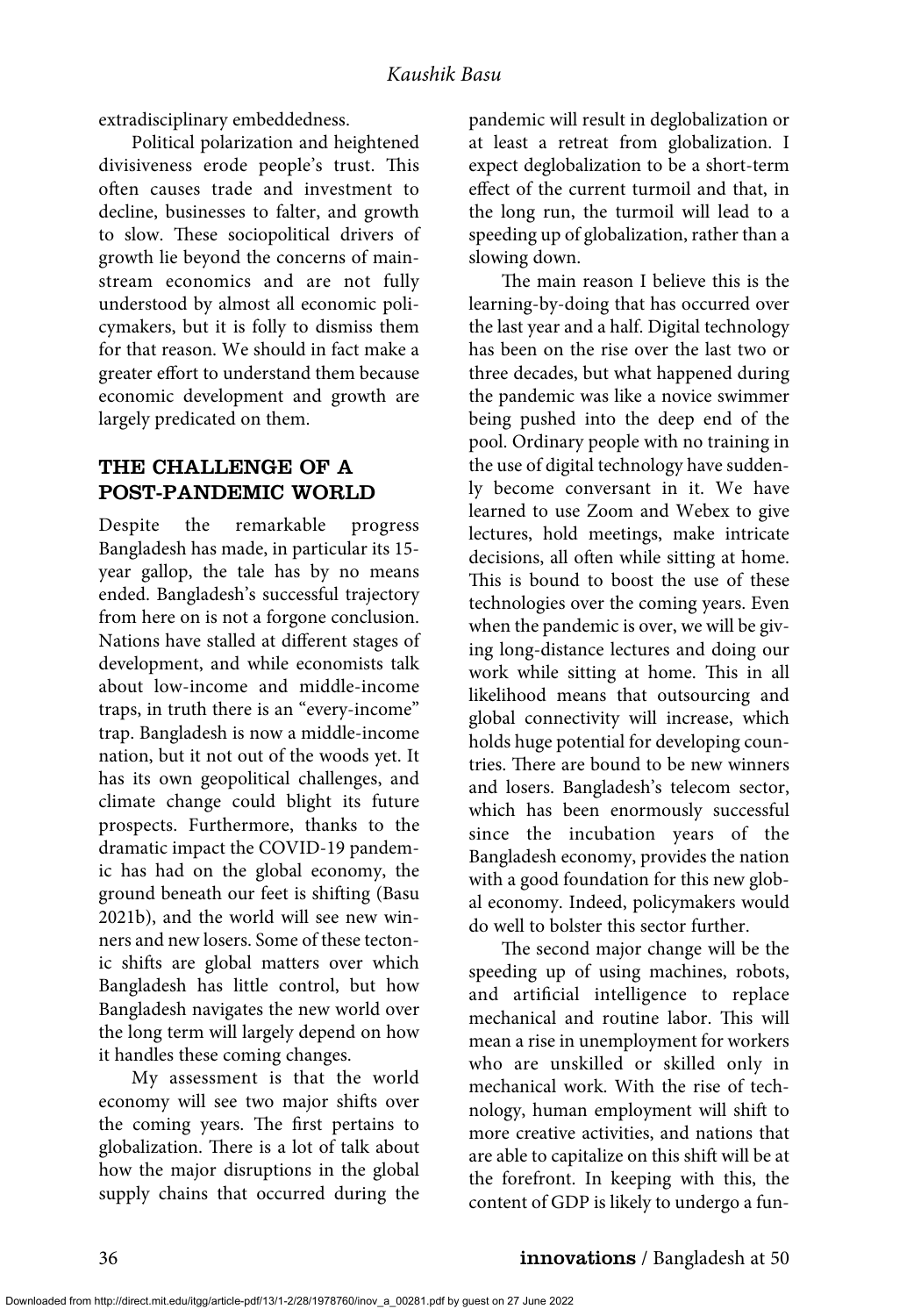extradisciplinary embeddedness.

Political polarization and heightened divisiveness erode people's trust. This often causes trade and investment to decline, businesses to falter, and growth to slow. These sociopolitical drivers of growth lie beyond the concerns of mainstream economics and are not fully understood by almost all economic policymakers, but it is folly to dismiss them for that reason. We should in fact make a greater effort to understand them because economic development and growth are largely predicated on them.

## THE CHALLENGE OF A POST-PANDEMIC WORLD

Despite the remarkable progress Bangladesh has made, in particular its 15-year gallop, the tale has by no means ended. Bangladesh's successful trajectory from here on is not a forgone conclusion. Nations have stalled at different stages of development, and while economists talk about low-income and middle-income traps, in truth there is an "every-income" trap. Bangladesh is now a middle-income nation, but it not out of the woods yet. It has its own geopolitical challenges, and climate change could blight its future prospects. Furthermore, thanks to the dramatic impact the COVID-19 pandemic has had on the global economy, the ground beneath our feet is shifting (Basu 2021b), and the world will see new winners and new losers. Some of these tectonic shifts are global matters over which Bangladesh has little control, but how Bangladesh navigates the new world over the long term will largely depend on how it handles these coming changes.

My assessment is that the world economy will see two major shifts over the coming years. The first pertains to globalization. There is a lot of talk about how the major disruptions in the global supply chains that occurred during the pandemic will result in deglobalization or at least a retreat from globalization. I expect deglobalization to be a short-term effect of the current turmoil and that, in the long run, the turmoil will lead to a speeding up of globalization, rather than a slowing down.

The main reason I believe this is the learning-by-doing that has occurred over the last year and a half. Digital technology has been on the rise over the last two or three decades, but what happened during the pandemic was like a novice swimmer being pushed into the deep end of the pool. Ordinary people with no training in the use of digital technology have suddenly become conversant in it. We have learned to use Zoom and Webex to give lectures, hold meetings, make intricate decisions, all often while sitting at home. This is bound to boost the use of these technologies over the coming years. Even when the pandemic is over, we will be giving long-distance lectures and doing our work while sitting at home. This in all likelihood means that outsourcing and global connectivity will increase, which holds huge potential for developing countries. There are bound to be new winners and losers. Bangladesh's telecom sector, which has been enormously successful since the incubation years of the Bangladesh economy, provides the nation with a good foundation for this new global economy. Indeed, policymakers would do well to bolster this sector further.

The second major change will be the speeding up of using machines, robots, and artificial intelligence to replace mechanical and routine labor. This will mean a rise in unemployment for workers who are unskilled or skilled only in mechanical work. With the rise of technology, human employment will shift to more creative activities, and nations that are able to capitalize on this shift will be at the forefront. In keeping with this, the content of GDP is likely to undergo a fun-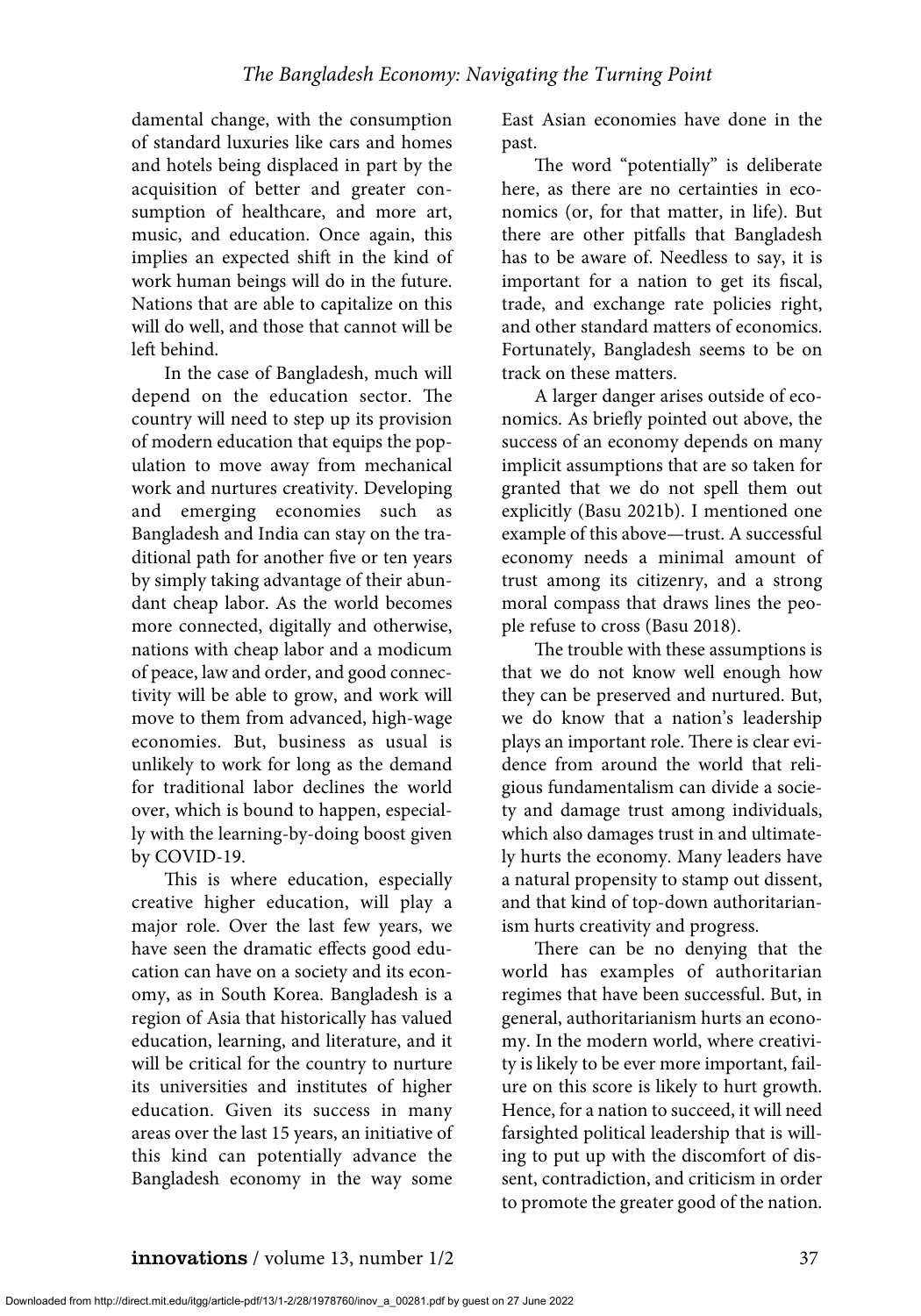damental change, with the consumption of standard luxuries like cars and homes and hotels being displaced in part by the acquisition of better and greater consumption of healthcare, and more art, music, and education. Once again, this implies an expected shift in the kind of work human beings will do in the future. Nations that are able to capitalize on this will do well, and those that cannot will be left behind.

In the case of Bangladesh, much will depend on the education sector. The country will need to step up its provision of modern education that equips the population to move away from mechanical work and nurtures creativity. Developing and emerging economies such as Bangladesh and India can stay on the traditional path for another five or ten years by simply taking advantage of their abundant cheap labor. As the world becomes more connected, digitally and otherwise, nations with cheap labor and a modicum of peace, law and order, and good connectivity will be able to grow, and work will move to them from advanced, high-wage economies. But, business as usual is unlikely to work for long as the demand for traditional labor declines the world over, which is bound to happen, especially with the learning-by-doing boost given by COVID-19.

This is where education, especially creative higher education, will play a major role. Over the last few years, we have seen the dramatic effects good education can have on a society and its economy, as in South Korea. Bangladesh is a region of Asia that historically has valued education, learning, and literature, and it will be critical for the country to nurture its universities and institutes of higher education. Given its success in many areas over the last 15 years, an initiative of this kind can potentially advance the Bangladesh economy in the way some East Asian economies have done in the past.

The word "potentially" is deliberate here, as there are no certainties in economics (or, for that matter, in life). But there are other pitfalls that Bangladesh has to be aware of. Needless to say, it is important for a nation to get its fiscal, trade, and exchange rate policies right, and other standard matters of economics. Fortunately, Bangladesh seems to be on track on these matters.

A larger danger arises outside of economics. As briefly pointed out above, the success of an economy depends on many implicit assumptions that are so taken for granted that we do not spell them out explicitly (Basu 2021b). I mentioned one example of this above—trust. A successful economy needs a minimal amount of trust among its citizenry, and a strong moral compass that draws lines the people refuse to cross (Basu 2018).

The trouble with these assumptions is that we do not know well enough how they can be preserved and nurtured. But, we do know that a nation's leadership plays an important role. There is clear evidence from around the world that religious fundamentalism can divide a society and damage trust among individuals, which also damages trust in and ultimately hurts the economy. Many leaders have a natural propensity to stamp out dissent, and that kind of top-down authoritarianism hurts creativity and progress.

There can be no denying that the world has examples of authoritarian regimes that have been successful. But, in general, authoritarianism hurts an economy. In the modern world, where creativity is likely to be ever more important, failure on this score is likely to hurt growth. Hence, for a nation to succeed, it will need farsighted political leadership that is willing to put up with the discomfort of dissent, contradiction, and criticism in order to promote the greater good of the nation.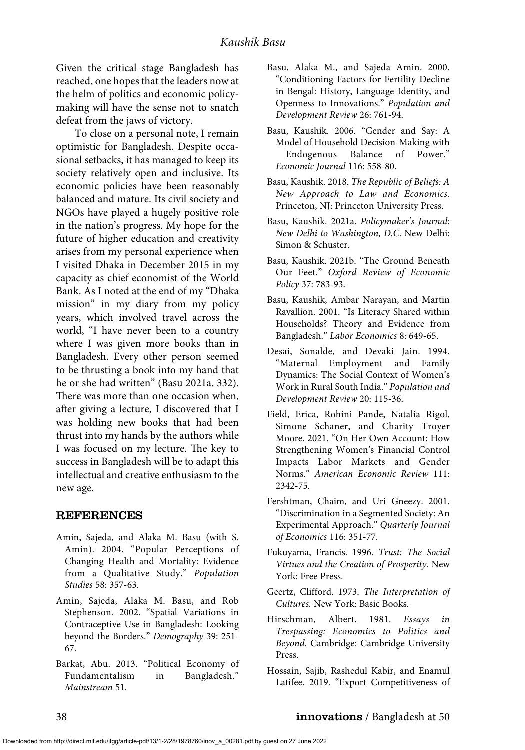Given the critical stage Bangladesh has reached, one hopes that the leaders now at the helm of politics and economic policy-making will have the sense not to snatch defeat from the jaws of victory.

To close on a personal note, I remain optimistic for Bangladesh. Despite occasional setbacks, it has managed to keep its society relatively open and inclusive. Its economic policies have been reasonably balanced and mature. Its civil society and NGOs have played a hugely positive role in the nation's progress. My hope for the future of higher education and creativity arises from my personal experience when I visited Dhaka in December 2015 in my capacity as chief economist of the World Bank. As I noted at the end of my "Dhaka mission" in my diary from my policy years, which involved travel across the world, "I have never been to a country where I was given more books than in Bangladesh. Every other person seemed to be thrusting a book into my hand that he or she had written" (Basu 2021a, 332). There was more than one occasion when, after giving a lecture, I discovered that I was holding new books that had been thrust into my hands by the authors while I was focused on my lecture. The key to success in Bangladesh will be to adapt this intellectual and creative enthusiasm to the new age.

## REFERENCES

Amin, Sajeda, and Alaka M. Basu (with S. Amin). 2004. "Popular Perceptions of Changing Health and Mortality: Evidence from a Qualitative Study." *Population Studies* 58: 357-63.

Amin, Sajeda, Alaka M. Basu, and Rob Stephenson. 2002. "Spatial Variations in Contraceptive Use in Bangladesh: Looking beyond the Borders." *Demography* 39: 251-67.

Barkat, Abu. 2013. "Political Economy of Fundamentalism in Bangladesh." *Mainstream* 51.

Basu, Alaka M., and Sajeda Amin. 2000. "Conditioning Factors for Fertility Decline in Bengal: History, Language Identity, and Openness to Innovations." *Population and Development Review* 26: 761-94.

Basu, Kaushik. 2006. "Gender and Say: A Model of Household Decision-Making with Endogenous Balance of Power." *Economic Journal* 116: 558-80.

Basu, Kaushik. 2018. *The Republic of Beliefs: A New Approach to Law and Economics*. Princeton, NJ: Princeton University Press.

Basu, Kaushik. 2021a. *Policymaker's Journal: New Delhi to Washington, D.C.* New Delhi: Simon & Schuster.

Basu, Kaushik. 2021b. "The Ground Beneath Our Feet." *Oxford Review of Economic Policy* 37: 783-93.

Basu, Kaushik, Ambar Narayan, and Martin Ravallion. 2001. "Is Literacy Shared within Households? Theory and Evidence from Bangladesh." *Labor Economics* 8: 649-65.

Desai, Sonalde, and Devaki Jain. 1994. "Maternal Employment and Family Dynamics: The Social Context of Women's Work in Rural South India." *Population and Development Review* 20: 115-36.

Field, Erica, Rohini Pande, Natalia Rigol, Simone Schaner, and Charity Troyer Moore. 2021. "On Her Own Account: How Strengthening Women's Financial Control Impacts Labor Markets and Gender Norms." *American Economic Review* 111: 2342-75.

Fershtman, Chaim, and Uri Gneezy. 2001. "Discrimination in a Segmented Society: An Experimental Approach." *Quarterly Journal of Economics* 116: 351-77.

Fukuyama, Francis. 1996. *Trust: The Social Virtues and the Creation of Prosperity*. New York: Free Press.

Geertz, Clifford. 1973. *The Interpretation of Cultures.* New York: Basic Books.

Hirschman, Albert. 1981. *Essays in Trespassing: Economics to Politics and Beyond*. Cambridge: Cambridge University Press.

Hossain, Sajib, Rashedul Kabir, and Enamul Latifee. 2019. "Export Competitiveness of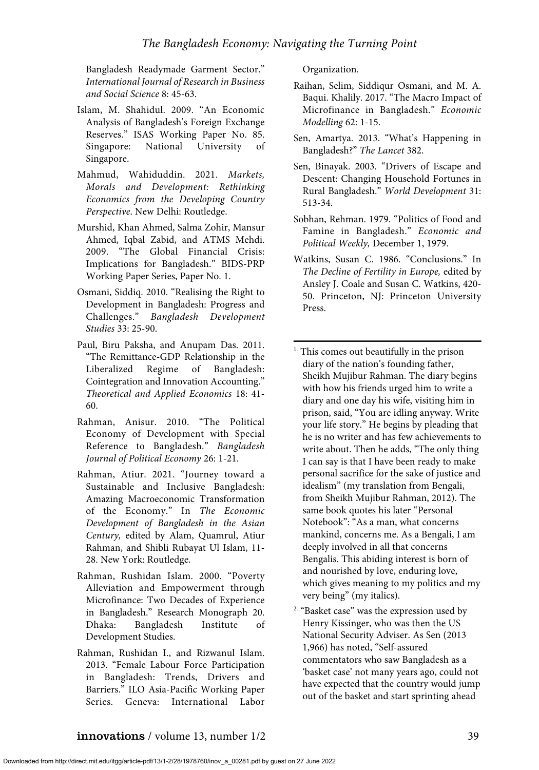Bangladesh Readymade Garment Sector." *International Journal of Research in Business and Social Science* 8: 45-63.

Islam, M. Shahidul. 2009. "An Economic Analysis of Bangladesh's Foreign Exchange Reserves." ISAS Working Paper No. 85. Singapore: National University of Singapore.

Mahmud, Wahiduddin. 2021. *Markets, Morals and Development: Rethinking Economics from the Developing Country Perspective*. New Delhi: Routledge.

Murshid, Khan Ahmed, Salma Zohir, Mansur Ahmed, Iqbal Zabid, and ATMS Mehdi. 2009. "The Global Financial Crisis: Implications for Bangladesh." BIDS-PRP Working Paper Series, Paper No. 1.

Osmani, Siddiq. 2010. "Realising the Right to Development in Bangladesh: Progress and Challenges." *Bangladesh Development Studies* 33: 25-90.

Paul, Biru Paksha, and Anupam Das. 2011. "The Remittance-GDP Relationship in the Liberalized Regime of Bangladesh: Cointegration and Innovation Accounting." *Theoretical and Applied Economics* 18: 41-60.

Rahman, Anisur. 2010. "The Political Economy of Development with Special Reference to Bangladesh." *Bangladesh Journal of Political Economy* 26: 1-21.

Rahman, Atiur. 2021. "Journey toward a Sustainable and Inclusive Bangladesh: Amazing Macroeconomic Transformation of the Economy." In *The Economic Development of Bangladesh in the Asian Century,* edited by Alam, Quamrul, Atiur Rahman, and Shibli Rubayat Ul Islam, 11-28. New York: Routledge.

Rahman, Rushidan Islam. 2000. "Poverty Alleviation and Empowerment through Microfinance: Two Decades of Experience in Bangladesh." Research Monograph 20. Dhaka: Bangladesh Institute of Development Studies.

Rahman, Rushidan I., and Rizwanul Islam. 2013. "Female Labour Force Participation in Bangladesh: Trends, Drivers and Barriers." ILO Asia-Pacific Working Paper Series. Geneva: International Labor Organization.

Raihan, Selim, Siddiqur Osmani, and M. A. Baqui. Khalily. 2017. "The Macro Impact of Microfinance in Bangladesh." *Economic Modelling* 62: 1-15.

Sen, Amartya. 2013. "What's Happening in Bangladesh?" *The Lancet* 382.

Sen, Binayak. 2003. "Drivers of Escape and Descent: Changing Household Fortunes in Rural Bangladesh." *World Development* 31: 513-34.

Sobhan, Rehman. 1979. "Politics of Food and Famine in Bangladesh." *Economic and Political Weekly,* December 1, 1979.

Watkins, Susan C. 1986. "Conclusions." In *The Decline of Fertility in Europe,* edited by Ansley J. Coale and Susan C. Watkins, 420-50. Princeton, NJ: Princeton University Press.

---

[1] This comes out beautifully in the prison diary of the nation's founding father, Sheikh Mujibur Rahman. The diary begins with how his friends urged him to write a diary and one day his wife, visiting him in prison, said, "You are idling anyway. Write your life story." He begins by pleading that he is no writer and has few achievements to write about. Then he adds, "The only thing I can say is that I have been ready to make personal sacrifice for the sake of justice and idealism" (my translation from Bengali, from Sheikh Mujibur Rahman, 2012). The same book quotes his later "Personal Notebook": "As a man, what concerns mankind, concerns me. As a Bengali, I am deeply involved in all that concerns Bengalis. This abiding interest is born of and nourished by love, enduring love, which gives meaning to my politics and my very being" (my italics).

[2] "Basket case" was the expression used by Henry Kissinger, who was then the US National Security Adviser. As Sen (2013 1,966) has noted, "Self-assured commentators who saw Bangladesh as a 'basket case' not many years ago, could not have expected that the country would jump out of the basket and start sprinting ahead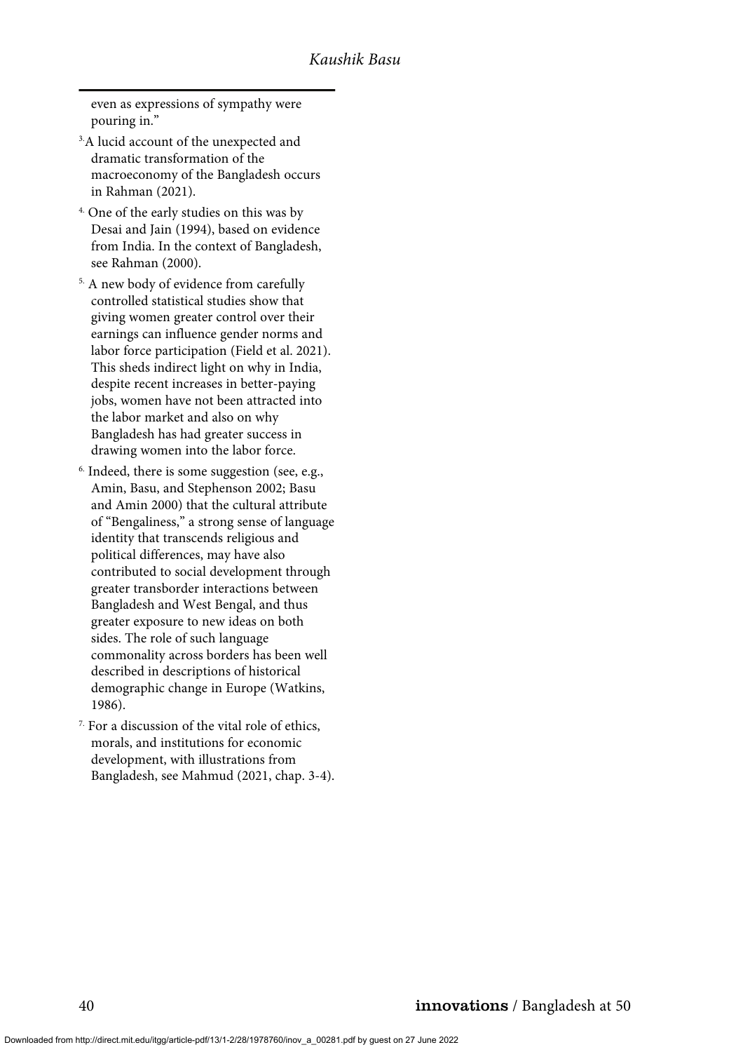even as expressions of sympathy were pouring in."

[3] A lucid account of the unexpected and dramatic transformation of the macroeconomy of the Bangladesh occurs in Rahman (2021).

[4] One of the early studies on this was by Desai and Jain (1994), based on evidence from India. In the context of Bangladesh, see Rahman (2000).

[5] A new body of evidence from carefully controlled statistical studies show that giving women greater control over their earnings can influence gender norms and labor force participation (Field et al. 2021). This sheds indirect light on why in India, despite recent increases in better-paying jobs, women have not been attracted into the labor market and also on why Bangladesh has had greater success in drawing women into the labor force.

[6] Indeed, there is some suggestion (see, e.g., Amin, Basu, and Stephenson 2002; Basu and Amin 2000) that the cultural attribute of "Bengaliness," a strong sense of language identity that transcends religious and political differences, may have also contributed to social development through greater transborder interactions between Bangladesh and West Bengal, and thus greater exposure to new ideas on both sides. The role of such language commonality across borders has been well described in descriptions of historical demographic change in Europe (Watkins, 1986).

[7] For a discussion of the vital role of ethics, morals, and institutions for economic development, with illustrations from Bangladesh, see Mahmud (2021, chap. 3-4).